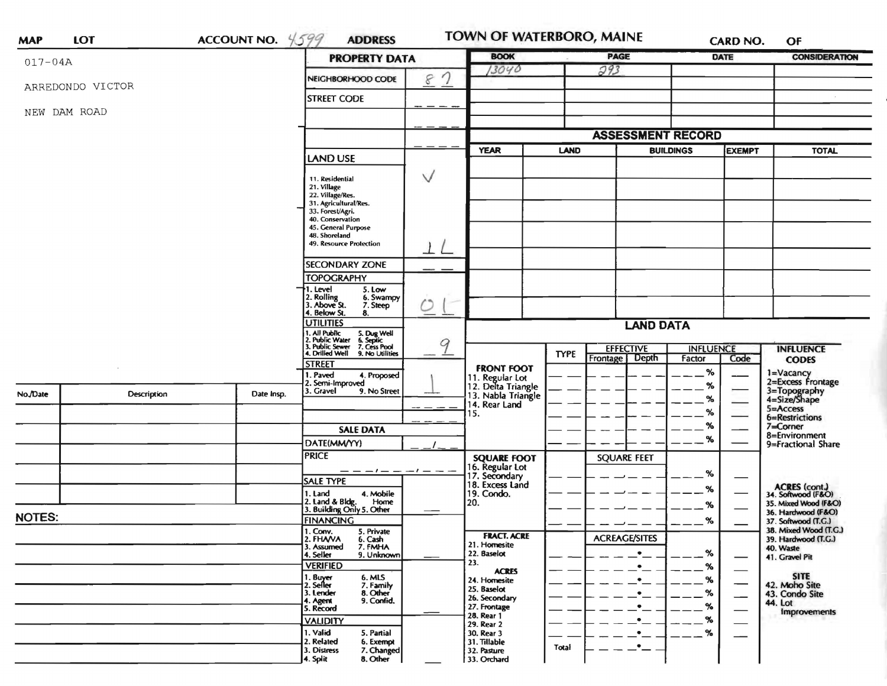**MAP** **LOT** **ACCOUNT NO.** 4599 **ADDRESS**

# TOWN OF WATERBORO, MAINE

**CARD NO.** **OF**

017-04A

ARREDONDO VICTOR

NEW DAM ROAD

## PROPERTY DATA

| | |
|---|---|
| NEIGHBORHOOD CODE | 87 |
| STREET CODE | _ _ _ _ |
| | _ _ _ _ |
| | _ _ _ _ |
| LAND USE<br>11. Residential<br>21. Village<br>22. Village/Res.<br>31. Agricultural/Res.<br>33. Forest/Agri.<br>40. Conservation<br>45. General Purpose<br>48. Shoreland<br>49. Resource Protection | ✓<br>11 |
| SECONDARY ZONE | _ _ |
| TOPOGRAPHY<br>1. Level 5. Low<br>2. Rolling 6. Swampy<br>3. Above St. 7. Steep<br>4. Below St. 8. | 01 |
| UTILITIES<br>1. All Public 5. Dug Well<br>2. Public Water 6. Septic<br>3. Public Sewer 7. Cess Pool<br>4. Drilled Well 9. No Utilities | 9 |
| STREET<br>1. Paved 4. Proposed<br>2. Semi-Improved<br>3. Gravel 9. No Street | 1 |
| | _ _ _ _ |
| | _ _ _ _ |

## SALE DATA

| | |
|---|---|
| DATE(MM/YY) | _ _/_ _ |
| PRICE | _ _ _/_ _ _/_ _ _ |
| SALE TYPE<br>1. Land 4. Mobile Home<br>2. Land & Bldg. 5. Other<br>3. Building Only | |
| FINANCING<br>1. Conv. 5. Private<br>2. FHA/VA 6. Cash<br>3. Assumed 7. FMHA<br>4. Seller 9. Unknown | |
| VERIFIED<br>1. Buyer 6. MLS<br>2. Seller 7. Family<br>3. Lender 8. Other<br>4. Agent 9. Confid.<br>5. Record | |
| VALIDITY<br>1. Valid 5. Partial<br>2. Related 6. Exempt<br>3. Distress 7. Changed<br>4. Split 8. Other | |

| BOOK | PAGE | DATE | CONSIDERATION |
|---|---|---|---|
| 13040 | 293 | | |
| | | | |
| | | | |
| | | | |
| | | | |

## ASSESSMENT RECORD

| YEAR | LAND | BUILDINGS | EXEMPT | TOTAL |
|---|---|---|---|---|
| | | | | |
| | | | | |
| | | | | |
| | | | | |
| | | | | |
| | | | | |

## LAND DATA

| | TYPE | EFFECTIVE Frontage | EFFECTIVE Depth | INFLUENCE Factor | INFLUENCE Code |
|---|---|---|---|---|---|
| **FRONT FOOT**<br>11. Regular Lot<br>12. Delta Triangle<br>13. Nabla Triangle<br>14. Rear Land<br>15. | | | | % | |
| **SQUARE FOOT**<br>16. Regular Lot<br>17. Secondary<br>18. Excess Land<br>19. Condo.<br>20. | | SQUARE FEET | | % | |
| **FRACT. ACRE**<br>21. Homesite<br>22. Baselot<br>23.<br>**ACRES**<br>24. Homesite<br>25. Baselot<br>26. Secondary<br>27. Frontage<br>28. Rear 1<br>29. Rear 2<br>30. Rear 3<br>31. Tillable<br>32. Pasture<br>33. Orchard | Total | ACREAGE/SITES | | % | |

**INFLUENCE CODES**
1=Vacancy
2=Excess Frontage
3=Topography
4=Size/Shape
5=Access
6=Restrictions
7=Corner
8=Environment
9=Fractional Share

**ACRES (cont.)**
34. Softwood (F&O)
35. Mixed Wood (F&O)
36. Hardwood (F&O)
37. Softwood (T.G.)
38. Mixed Wood (T.G.)
39. Hardwood (T.G.)
40. Waste
41. Gravel Pit

**SITE**
42. Moho Site
43. Condo Site
44. Lot Improvements

| No./Date | Description | Date Insp. |
|---|---|---|
| | | |
| | | |
| | | |
| | | |
| | | |

**NOTES:**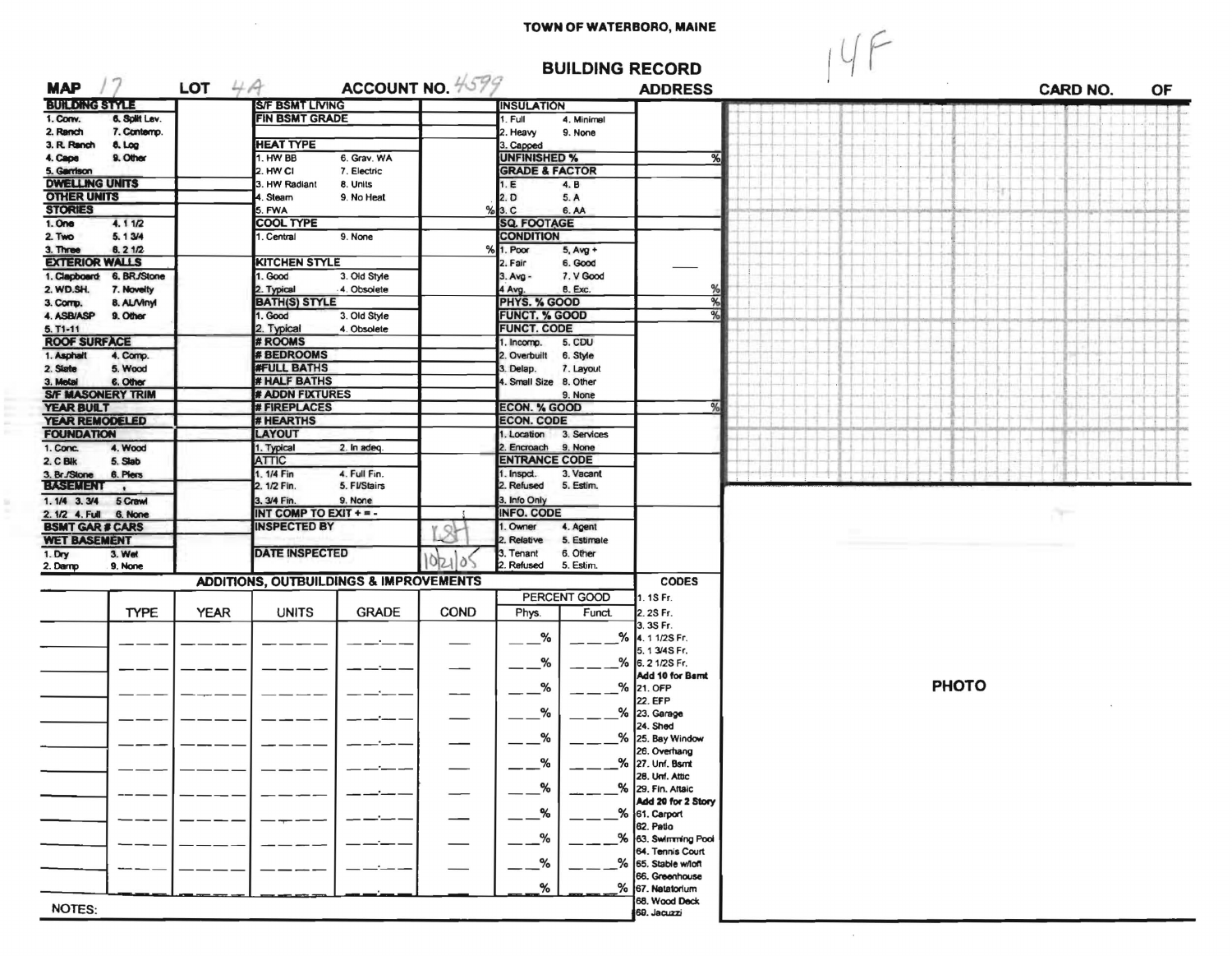# TOWN OF WATERBORO, MAINE

## BUILDING RECORD

14F

**MAP** 17 **LOT** 4A **ACCOUNT NO.** 4599 **ADDRESS** **CARD NO.** **OF**

| | | | | | |
|---|---|---|---|---|---|
| **BUILDING STYLE** 1. Conv. 6. Split Lev. 2. Ranch 7. Contemp. 3. R. Ranch 8. Log 4. Cape 9. Other 5. Garrison | | **S/F BSMT LIVING** | | **INSULATION** 1. Full 4. Minimal 2. Heavy 9. None 3. Capped | |
| **DWELLING UNITS** | | **FIN BSMT GRADE** | | **UNFINISHED %** | % |
| **OTHER UNITS** | | **HEAT TYPE** 1. HW BB 6. Grav. WA 2. HW CI 7. Electric 3. HW Radiant 8. Units 4. Steam 9. No Heat 5. FWA | % | **GRADE & FACTOR** 1. E 4. B 2. D 5. A 3. C 6. AA | |
| **STORIES** 1. One 4. 1 1/2 2. Two 5. 1 3/4 3. Three 6. 2 1/2 | | **COOL TYPE** 1. Central 9. None | % | **SQ. FOOTAGE** | |
| **EXTERIOR WALLS** 1. Clapboard 6. BR./Stone 2. WD.SH. 7. Novelty 3. Comp. 8. AL/Vinyl 4. ASB/ASP 9. Other 5. T1-11 | | **KITCHEN STYLE** 1. Good 3. Old Style 2. Typical 4. Obsolete | | **CONDITION** 1. Poor 5. Avg + 2. Fair 6. Good 3. Avg - 7. V Good 4 Avg. 8. Exc. | |
| | | **BATH(S) STYLE** 1. Good 3. Old Style 2. Typical 4. Obsolete | | **PHYS. % GOOD** | % |
| | | | | **FUNCT. % GOOD** | % |
| **ROOF SURFACE** 1. Asphalt 4. Comp. 2. Slate 5. Wood 3. Metal 6. Other | | **# ROOMS** | | **FUNCT. CODE** 1. Incomp. 5. CDU 2. Overbuilt 6. Style 3. Delap. 7. Layout 4. Small Size 8. Other 9. None | |
| | | **# BEDROOMS** | | | |
| | | **#FULL BATHS** | | | |
| | | **# HALF BATHS** | | | |
| **S/F MASONERY TRIM** | | **# ADDN FIXTURES** | | | |
| **YEAR BUILT** | | **# FIREPLACES** | | **ECON. % GOOD** | % |
| **YEAR REMODELED** | | **# HEARTHS** | | **ECON. CODE** 1. Location 3. Services 2. Encroach 9. None | |
| **FOUNDATION** 1. Conc. 4. Wood 2. C Blk 5. Slab 3. Br./Stone 6. Piers | | **LAYOUT** 1. Typical 2. In adeq. | | | |
| **BASEMENT** 1. 1/4 3. 3/4 5 Crawl 2. 1/2 4. Full 6. None | | **ATTIC** 1. 1/4 Fin 4. Full Fin. 2. 1/2 Fin. 5. Fl/Stairs 3. 3/4 Fin. 9. None | | **ENTRANCE CODE** 1. Inspct. 3. Vacant 2. Refused 5. Estim. 3. Info Only | |
| **BSMT GAR # CARS** | | **INT COMP TO EXIT + = -** | | **INFO. CODE** 1. Owner 4. Agent 2. Relative 5. Estimate 3. Tenant 6. Other 2. Refused 5. Estim. | |
| **WET BASEMENT** 1. Dry 3. Wet 2. Damp 9. None | | **INSPECTED BY** | LSH | | |
| | | **DATE INSPECTED** | 10/21/05 | | |

## ADDITIONS, OUTBUILDINGS & IMPROVEMENTS

| | TYPE | YEAR | UNITS | GRADE | COND | PERCENT GOOD Phys. | Funct. |
|---|---|---|---|---|---|---|---|
| | | | | | | % | % |
| | | | | | | % | % |
| | | | | | | % | % |
| | | | | | | % | % |
| | | | | | | % | % |
| | | | | | | % | % |
| | | | | | | % | % |
| | | | | | | % | % |
| | | | | | | % | % |
| | | | | | | % | % |
| | | | | | | % | % |

**CODES**
1. 1S Fr.
2. 2S Fr.
3. 3S Fr.
4. 1 1/2S Fr.
5. 1 3/4S Fr.
6. 2 1/2S Fr.

**Add 10 for Bsmt**
21. OFP
22. EFP
23. Garage
24. Shed
25. Bay Window
26. Overhang
27. Unf. Bsmt
28. Unf. Attic
29. Fin. Attaic

**Add 20 for 2 Story**
61. Carport
62. Patio
63. Swimming Pool
64. Tennis Court
65. Stable w/loft
66. Greenhouse
67. Natatorium
68. Wood Deck
69. Jacuzzi

NOTES:

PHOTO